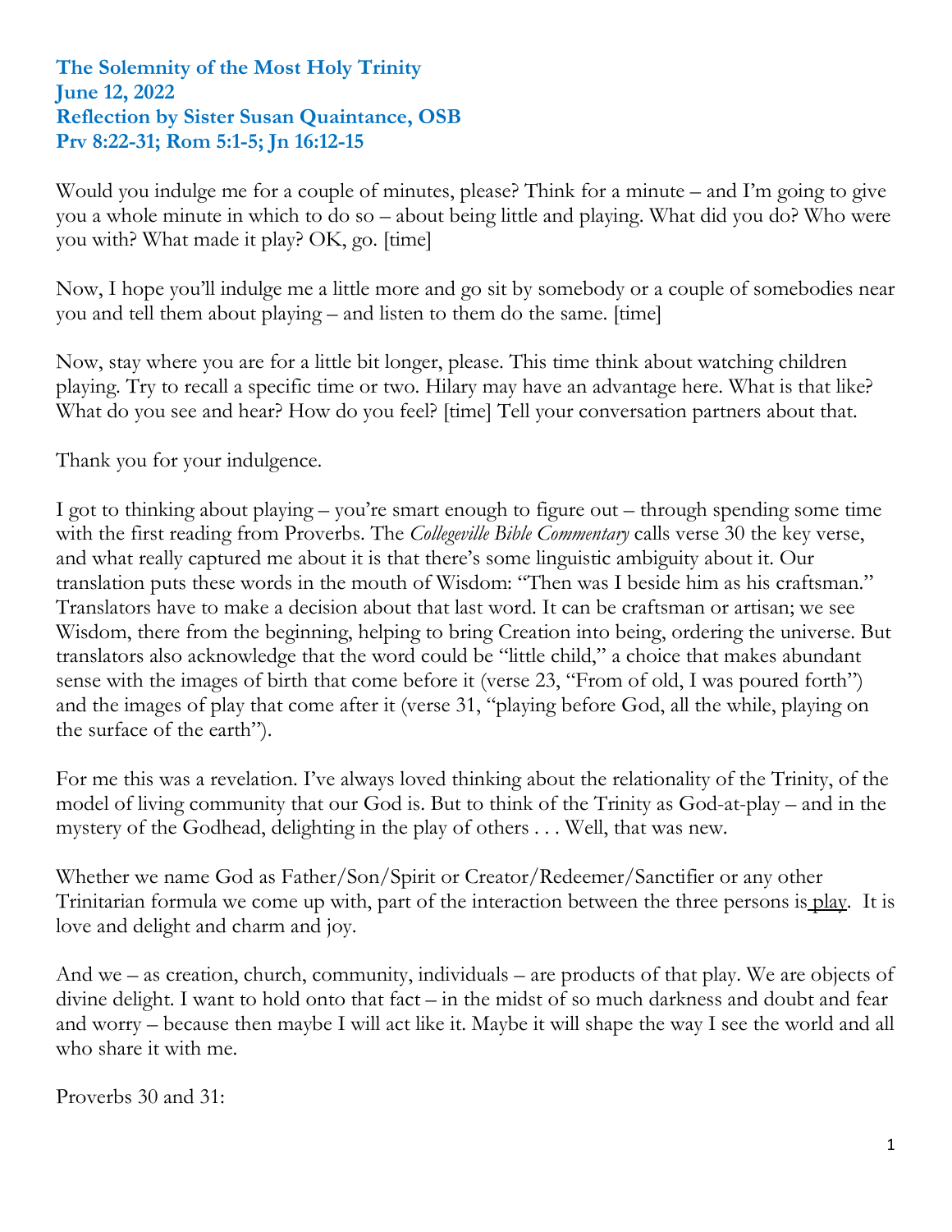**The Solemnity of the Most Holy Trinity**
**June 12, 2022**
**Reflection by Sister Susan Quaintance, OSB**
**Prv 8:22-31; Rom 5:1-5; Jn 16:12-15**

Would you indulge me for a couple of minutes, please? Think for a minute – and I'm going to give you a whole minute in which to do so – about being little and playing. What did you do? Who were you with? What made it play? OK, go. [time]

Now, I hope you'll indulge me a little more and go sit by somebody or a couple of somebodies near you and tell them about playing – and listen to them do the same. [time]

Now, stay where you are for a little bit longer, please. This time think about watching children playing. Try to recall a specific time or two. Hilary may have an advantage here. What is that like? What do you see and hear? How do you feel? [time] Tell your conversation partners about that.

Thank you for your indulgence.

I got to thinking about playing – you're smart enough to figure out – through spending some time with the first reading from Proverbs. The *Collegeville Bible Commentary* calls verse 30 the key verse, and what really captured me about it is that there's some linguistic ambiguity about it. Our translation puts these words in the mouth of Wisdom: "Then was I beside him as his craftsman." Translators have to make a decision about that last word. It can be craftsman or artisan; we see Wisdom, there from the beginning, helping to bring Creation into being, ordering the universe. But translators also acknowledge that the word could be "little child," a choice that makes abundant sense with the images of birth that come before it (verse 23, "From of old, I was poured forth") and the images of play that come after it (verse 31, "playing before God, all the while, playing on the surface of the earth").

For me this was a revelation. I've always loved thinking about the relationality of the Trinity, of the model of living community that our God is. But to think of the Trinity as God-at-play – and in the mystery of the Godhead, delighting in the play of others . . . Well, that was new.

Whether we name God as Father/Son/Spirit or Creator/Redeemer/Sanctifier or any other Trinitarian formula we come up with, part of the interaction between the three persons is <u>play</u>. It is love and delight and charm and joy.

And we – as creation, church, community, individuals – are products of that play. We are objects of divine delight. I want to hold onto that fact – in the midst of so much darkness and doubt and fear and worry – because then maybe I will act like it. Maybe it will shape the way I see the world and all who share it with me.

Proverbs 30 and 31: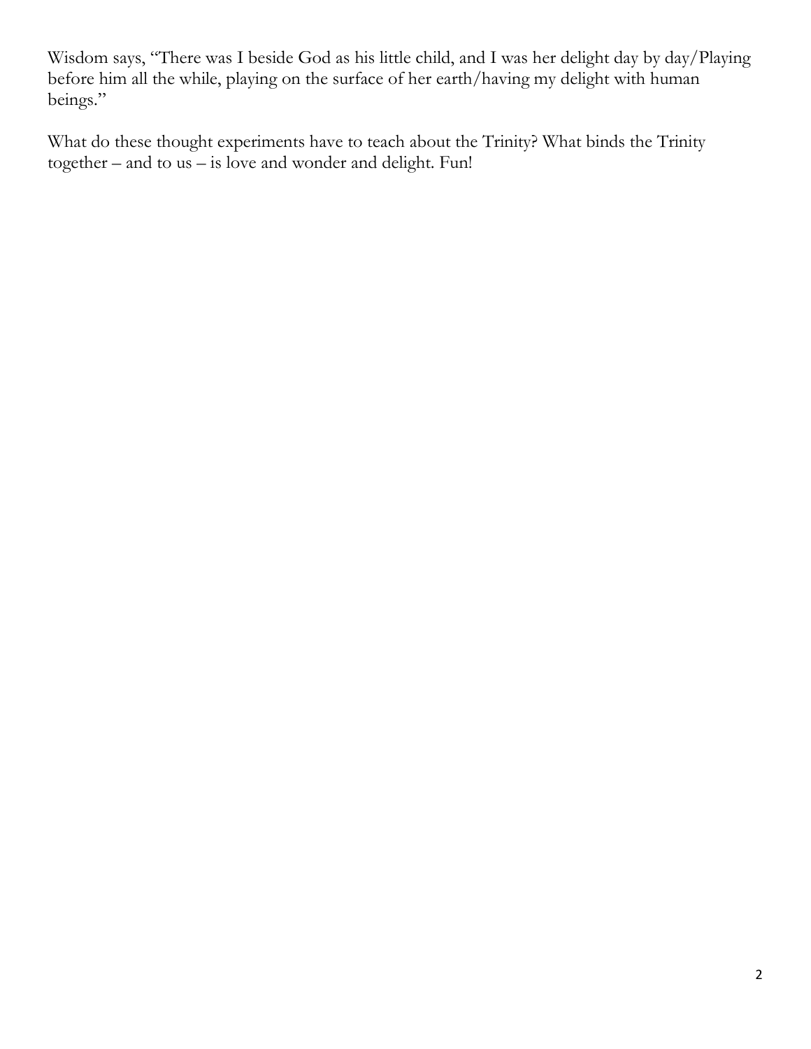Wisdom says, "There was I beside God as his little child, and I was her delight day by day/Playing before him all the while, playing on the surface of her earth/having my delight with human beings."

What do these thought experiments have to teach about the Trinity? What binds the Trinity together – and to us – is love and wonder and delight. Fun!